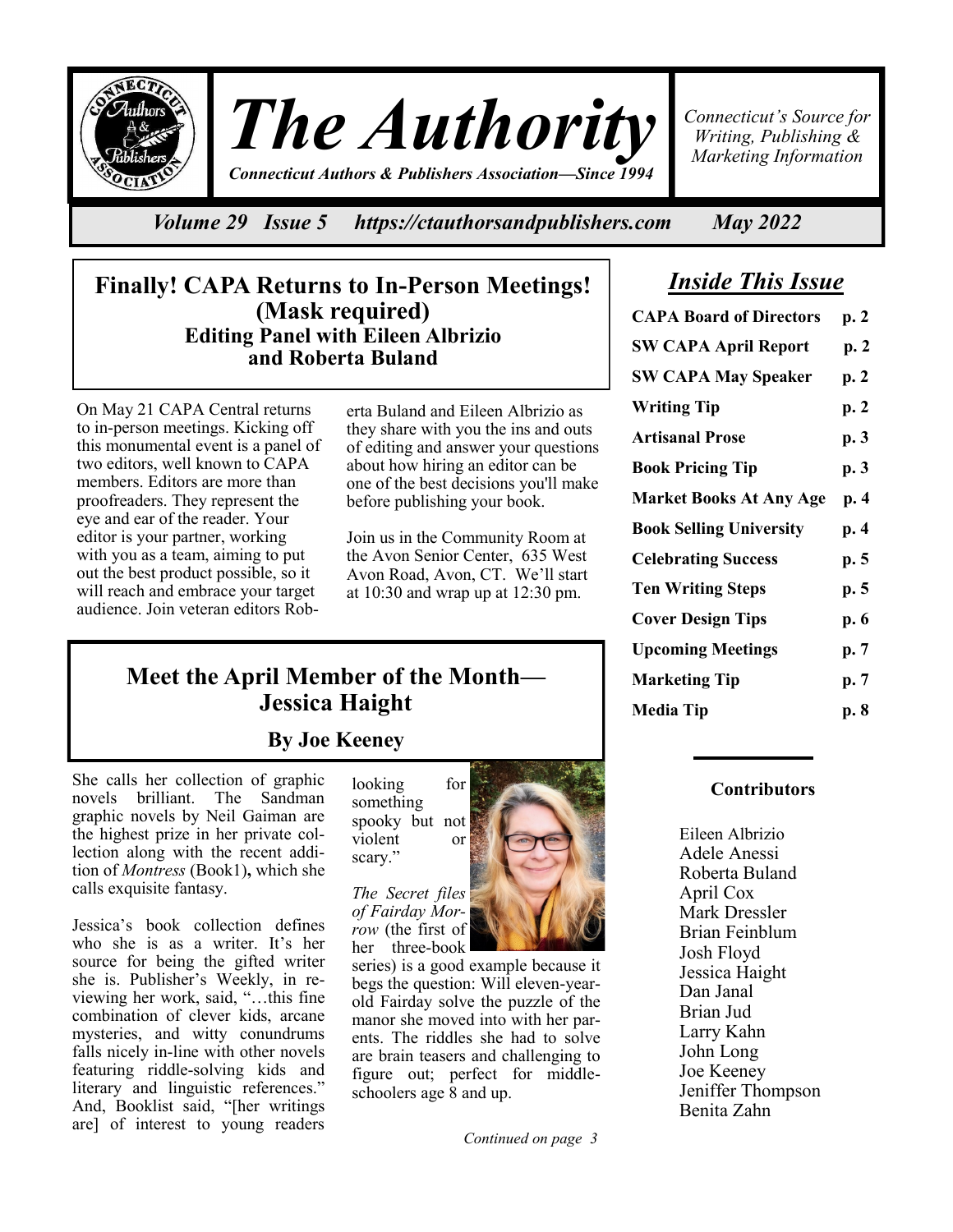# The Authority

*Connecticut Authors & Publishers Association—Since 1994*

*Connecticut's Source for Writing, Publishing & Marketing Information*

***Volume 29 Issue 5 https://ctauthorsandpublishers.com May 2022***

## Finally! CAPA Returns to In-Person Meetings! (Mask required)

### Editing Panel with Eileen Albrizio and Roberta Buland

On May 21 CAPA Central returns to in-person meetings. Kicking off this monumental event is a panel of two editors, well known to CAPA members. Editors are more than proofreaders. They represent the eye and ear of the reader. Your editor is your partner, working with you as a team, aiming to put out the best product possible, so it will reach and embrace your target audience. Join veteran editors Roberta Buland and Eileen Albrizio as they share with you the ins and outs of editing and answer your questions about how hiring an editor can be one of the best decisions you'll make before publishing your book.

Join us in the Community Room at the Avon Senior Center, 635 West Avon Road, Avon, CT. We'll start at 10:30 and wrap up at 12:30 pm.

## Meet the April Member of the Month—Jessica Haight

### By Joe Keeney

She calls her collection of graphic novels brilliant. The Sandman graphic novels by Neil Gaiman are the highest prize in her private collection along with the recent addition of *Montress* (Book1), which she calls exquisite fantasy.

Jessica's book collection defines who she is as a writer. It's her source for being the gifted writer she is. Publisher's Weekly, in reviewing her work, said, "…this fine combination of clever kids, arcane mysteries, and witty conundrums falls nicely in-line with other novels featuring riddle-solving kids and literary and linguistic references." And, Booklist said, "[her writings are] of interest to young readers looking for something spooky but not violent or scary."

*The Secret files of Fairday Morrow* (the first of her three-book series) is a good example because it begs the question: Will eleven-year-old Fairday solve the puzzle of the manor she moved into with her parents. The riddles she had to solve are brain teasers and challenging to figure out; perfect for middle-schoolers age 8 and up.

*Continued on page 3*

## *Inside This Issue*

| | |
|---|---|
| **CAPA Board of Directors** | **p. 2** |
| **SW CAPA April Report** | **p. 2** |
| **SW CAPA May Speaker** | **p. 2** |
| **Writing Tip** | **p. 2** |
| **Artisanal Prose** | **p. 3** |
| **Book Pricing Tip** | **p. 3** |
| **Market Books At Any Age** | **p. 4** |
| **Book Selling University** | **p. 4** |
| **Celebrating Success** | **p. 5** |
| **Ten Writing Steps** | **p. 5** |
| **Cover Design Tips** | **p. 6** |
| **Upcoming Meetings** | **p. 7** |
| **Marketing Tip** | **p. 7** |
| **Media Tip** | **p. 8** |

### Contributors

Eileen Albrizio
Adele Anessi
Roberta Buland
April Cox
Mark Dressler
Brian Feinblum
Josh Floyd
Jessica Haight
Dan Janal
Brian Jud
Larry Kahn
John Long
Joe Keeney
Jeniffer Thompson
Benita Zahn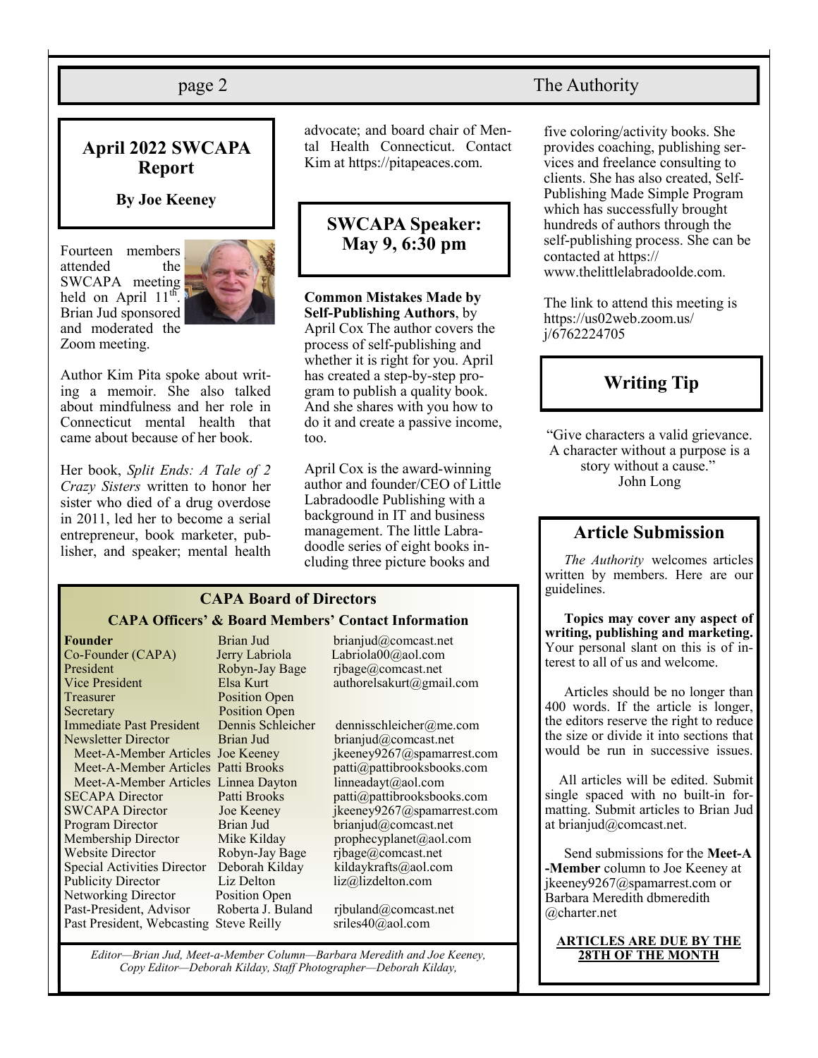## April 2022 SWCAPA Report

**By Joe Keeney**

Fourteen members attended the SWCAPA meeting held on April 11th. Brian Jud sponsored and moderated the Zoom meeting.

Author Kim Pita spoke about writing a memoir. She also talked about mindfulness and her role in Connecticut mental health that came about because of her book.

Her book, *Split Ends: A Tale of 2 Crazy Sisters* written to honor her sister who died of a drug overdose in 2011, led her to become a serial entrepreneur, book marketer, publisher, and speaker; mental health advocate; and board chair of Mental Health Connecticut. Contact Kim at https://pitapeaces.com.

## SWCAPA Speaker: May 9, 6:30 pm

**Common Mistakes Made by Self-Publishing Authors**, by April Cox The author covers the process of self-publishing and whether it is right for you. April has created a step-by-step program to publish a quality book. And she shares with you how to do it and create a passive income, too.

April Cox is the award-winning author and founder/CEO of Little Labradoodle Publishing with a background in IT and business management. The little Labradoodle series of eight books including three picture books and five coloring/activity books. She provides coaching, publishing services and freelance consulting to clients. She has also created, Self-Publishing Made Simple Program which has successfully brought hundreds of authors through the self-publishing process. She can be contacted at https://www.thelittlelabradoolde.com.

The link to attend this meeting is https://us02web.zoom.us/j/6762224705

## Writing Tip

"Give characters a valid grievance. A character without a purpose is a story without a cause."
John Long

## Article Submission

*The Authority* welcomes articles written by members. Here are our guidelines.

**Topics may cover any aspect of writing, publishing and marketing.** Your personal slant on this is of interest to all of us and welcome.

Articles should be no longer than 400 words. If the article is longer, the editors reserve the right to reduce the size or divide it into sections that would be run in successive issues.

All articles will be edited. Submit single spaced with no built-in formatting. Submit articles to Brian Jud at brianjud@comcast.net.

Send submissions for the **Meet-A-Member** column to Joe Keeney at jkeeney9267@spamarrest.com or Barbara Meredith dbmeredith@charter.net

**ARTICLES ARE DUE BY THE 28TH OF THE MONTH**

## CAPA Board of Directors

### CAPA Officers' & Board Members' Contact Information

| Position | Name | Email |
|---|---|---|
| **Founder** | Brian Jud | brianjud@comcast.net |
| Co-Founder (CAPA) | Jerry Labriola | Labriola00@aol.com |
| President | Robyn-Jay Bage | rjbage@comcast.net |
| Vice President | Elsa Kurt | authorelsakurt@gmail.com |
| Treasurer | Position Open | |
| Secretary | Position Open | |
| Immediate Past President | Dennis Schleicher | dennisschleicher@me.com |
| Newsletter Director | Brian Jud | brianjud@comcast.net |
| Meet-A-Member Articles | Joe Keeney | jkeeney9267@spamarrest.com |
| Meet-A-Member Articles | Patti Brooks | patti@pattibrooksbooks.com |
| Meet-A-Member Articles | Linnea Dayton | linneadayt@aol.com |
| SECAPA Director | Patti Brooks | patti@pattibrooksbooks.com |
| SWCAPA Director | Joe Keeney | jkeeney9267@spamarrest.com |
| Program Director | Brian Jud | brianjud@comcast.net |
| Membership Director | Mike Kilday | prophecyplanet@aol.com |
| Website Director | Robyn-Jay Bage | rjbage@comcast.net |
| Special Activities Director | Deborah Kilday | kildaykrafts@aol.com |
| Publicity Director | Liz Delton | liz@lizdelton.com |
| Networking Director | Position Open | |
| Past-President, Advisor | Roberta J. Buland | rjbuland@comcast.net |
| Past President, Webcasting | Steve Reilly | sriles40@aol.com |

*Editor—Brian Jud, Meet-a-Member Column—Barbara Meredith and Joe Keeney, Copy Editor—Deborah Kilday, Staff Photographer—Deborah Kilday,*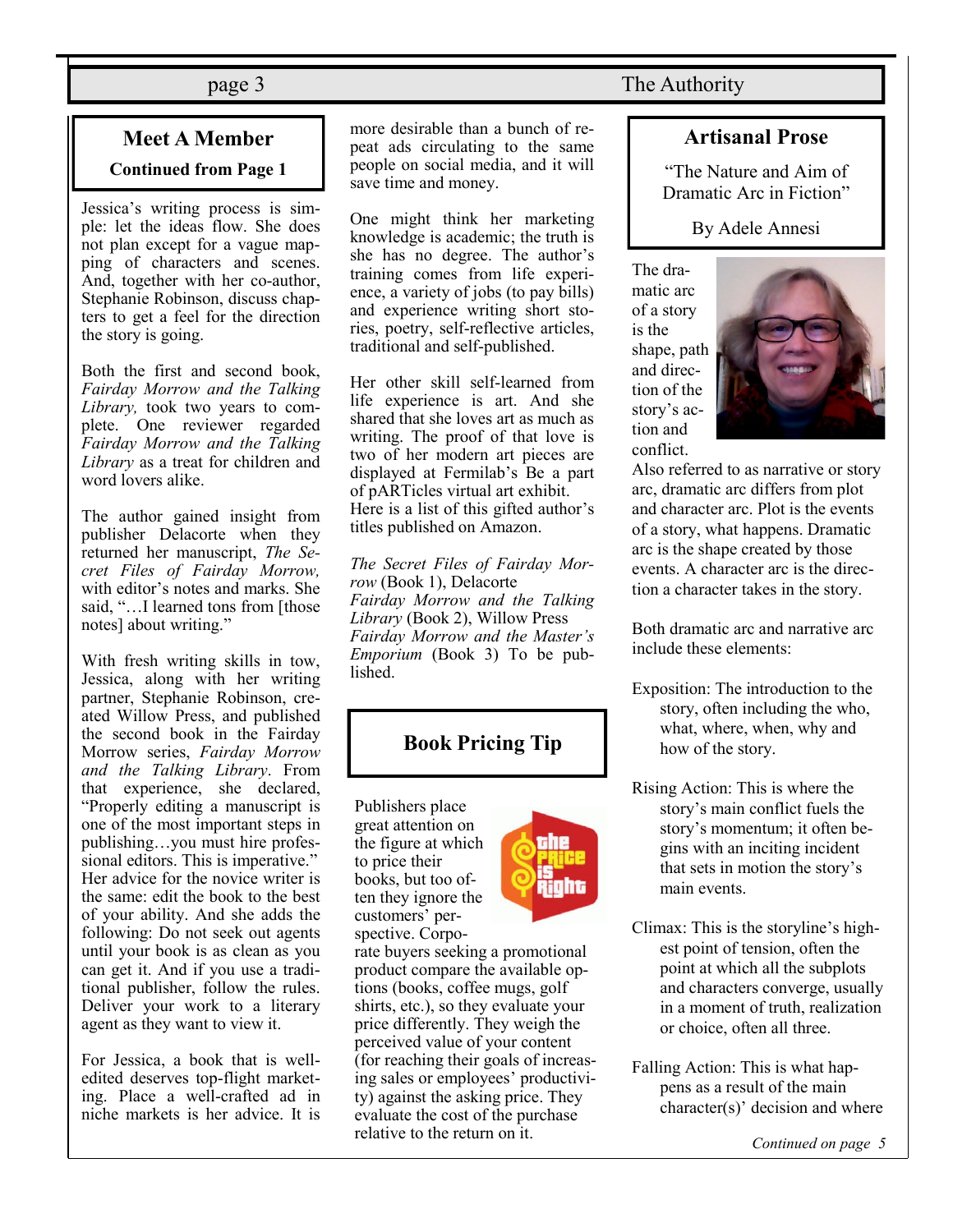## Meet A Member

**Continued from Page 1**

Jessica's writing process is simple: let the ideas flow. She does not plan except for a vague mapping of characters and scenes. And, together with her co-author, Stephanie Robinson, discuss chapters to get a feel for the direction the story is going.

Both the first and second book, *Fairday Morrow and the Talking Library,* took two years to complete. One reviewer regarded *Fairday Morrow and the Talking Library* as a treat for children and word lovers alike.

The author gained insight from publisher Delacorte when they returned her manuscript, *The Secret Files of Fairday Morrow,* with editor's notes and marks. She said, "…I learned tons from [those notes] about writing."

With fresh writing skills in tow, Jessica, along with her writing partner, Stephanie Robinson, created Willow Press, and published the second book in the Fairday Morrow series, *Fairday Morrow and the Talking Library*. From that experience, she declared, "Properly editing a manuscript is one of the most important steps in publishing…you must hire professional editors. This is imperative." Her advice for the novice writer is the same: edit the book to the best of your ability. And she adds the following: Do not seek out agents until your book is as clean as you can get it. And if you use a traditional publisher, follow the rules. Deliver your work to a literary agent as they want to view it.

For Jessica, a book that is well-edited deserves top-flight marketing. Place a well-crafted ad in niche markets is her advice. It is more desirable than a bunch of repeat ads circulating to the same people on social media, and it will save time and money.

One might think her marketing knowledge is academic; the truth is she has no degree. The author's training comes from life experience, a variety of jobs (to pay bills) and experience writing short stories, poetry, self-reflective articles, traditional and self-published.

Her other skill self-learned from life experience is art. And she shared that she loves art as much as writing. The proof of that love is two of her modern art pieces are displayed at Fermilab's Be a part of pARTicles virtual art exhibit. Here is a list of this gifted author's titles published on Amazon.

*The Secret Files of Fairday Morrow* (Book 1), Delacorte
*Fairday Morrow and the Talking Library* (Book 2), Willow Press
*Fairday Morrow and the Master's Emporium* (Book 3) To be published.

## Book Pricing Tip

Publishers place great attention on the figure at which to price their books, but too often they ignore the customers' perspective. Corporate buyers seeking a promotional product compare the available options (books, coffee mugs, golf shirts, etc.), so they evaluate your price differently. They weigh the perceived value of your content (for reaching their goals of increasing sales or employees' productivity) against the asking price. They evaluate the cost of the purchase relative to the return on it.

## Artisanal Prose

"The Nature and Aim of Dramatic Arc in Fiction"

By Adele Annesi

The dramatic arc of a story is the shape, path and direction of the story's action and conflict. Also referred to as narrative or story arc, dramatic arc differs from plot and character arc. Plot is the events of a story, what happens. Dramatic arc is the shape created by those events. A character arc is the direction a character takes in the story.

Both dramatic arc and narrative arc include these elements:

Exposition: The introduction to the story, often including the who, what, where, when, why and how of the story.

Rising Action: This is where the story's main conflict fuels the story's momentum; it often begins with an inciting incident that sets in motion the story's main events.

Climax: This is the storyline's highest point of tension, often the point at which all the subplots and characters converge, usually in a moment of truth, realization or choice, often all three.

Falling Action: This is what happens as a result of the main character(s)' decision and where

*Continued on page 5*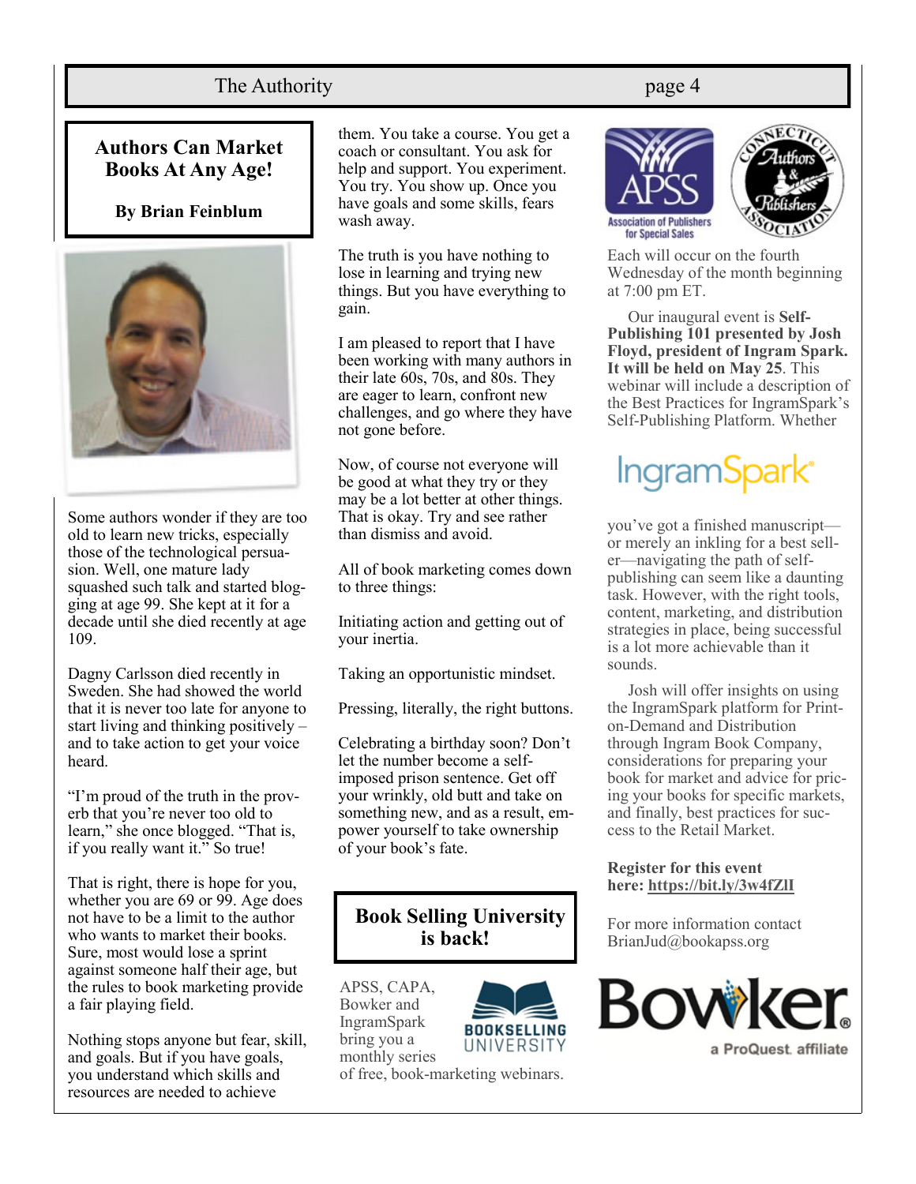## Authors Can Market Books At Any Age!

**By Brian Feinblum**

Some authors wonder if they are too old to learn new tricks, especially those of the technological persuasion. Well, one mature lady squashed such talk and started blogging at age 99. She kept at it for a decade until she died recently at age 109.

Dagny Carlsson died recently in Sweden. She had showed the world that it is never too late for anyone to start living and thinking positively – and to take action to get your voice heard.

"I'm proud of the truth in the proverb that you're never too old to learn," she once blogged. "That is, if you really want it." So true!

That is right, there is hope for you, whether you are 69 or 99. Age does not have to be a limit to the author who wants to market their books. Sure, most would lose a sprint against someone half their age, but the rules to book marketing provide a fair playing field.

Nothing stops anyone but fear, skill, and goals. But if you have goals, you understand which skills and resources are needed to achieve them. You take a course. You get a coach or consultant. You ask for help and support. You experiment. You try. You show up. Once you have goals and some skills, fears wash away.

The truth is you have nothing to lose in learning and trying new things. But you have everything to gain.

I am pleased to report that I have been working with many authors in their late 60s, 70s, and 80s. They are eager to learn, confront new challenges, and go where they have not gone before.

Now, of course not everyone will be good at what they try or they may be a lot better at other things. That is okay. Try and see rather than dismiss and avoid.

All of book marketing comes down to three things:

Initiating action and getting out of your inertia.

Taking an opportunistic mindset.

Pressing, literally, the right buttons.

Celebrating a birthday soon? Don't let the number become a self-imposed prison sentence. Get off your wrinkly, old butt and take on something new, and as a result, empower yourself to take ownership of your book's fate.

## Book Selling University is back!

APSS, CAPA, Bowker and IngramSpark bring you a monthly series of free, book-marketing webinars. Each will occur on the fourth Wednesday of the month beginning at 7:00 pm ET.

Our inaugural event is **Self-Publishing 101 presented by Josh Floyd, president of Ingram Spark. It will be held on May 25**. This webinar will include a description of the Best Practices for IngramSpark's Self-Publishing Platform. Whether you've got a finished manuscript—or merely an inkling for a best seller—navigating the path of self-publishing can seem like a daunting task. However, with the right tools, content, marketing, and distribution strategies in place, being successful is a lot more achievable than it sounds.

Josh will offer insights on using the IngramSpark platform for Print-on-Demand and Distribution through Ingram Book Company, considerations for preparing your book for market and advice for pricing your books for specific markets, and finally, best practices for success to the Retail Market.

**Register for this event here: https://bit.ly/3w4fZlI**

For more information contact BrianJud@bookapss.org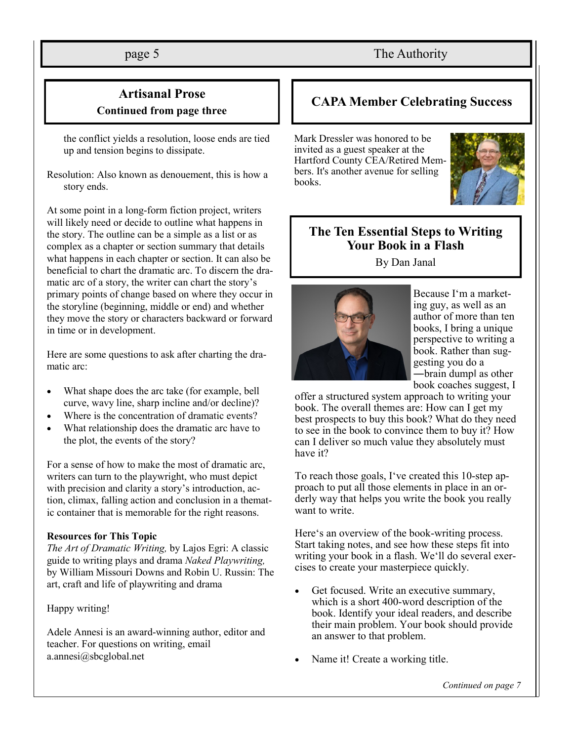## Artisanal Prose

**Continued from page three**

the conflict yields a resolution, loose ends are tied up and tension begins to dissipate.

Resolution: Also known as denouement, this is how a story ends.

At some point in a long-form fiction project, writers will likely need or decide to outline what happens in the story. The outline can be a simple as a list or as complex as a chapter or section summary that details what happens in each chapter or section. It can also be beneficial to chart the dramatic arc. To discern the dramatic arc of a story, the writer can chart the story's primary points of change based on where they occur in the storyline (beginning, middle or end) and whether they move the story or characters backward or forward in time or in development.

Here are some questions to ask after charting the dramatic arc:

- What shape does the arc take (for example, bell curve, wavy line, sharp incline and/or decline)?
- Where is the concentration of dramatic events?
- What relationship does the dramatic arc have to the plot, the events of the story?

For a sense of how to make the most of dramatic arc, writers can turn to the playwright, who must depict with precision and clarity a story's introduction, action, climax, falling action and conclusion in a thematic container that is memorable for the right reasons.

**Resources for This Topic**
*The Art of Dramatic Writing,* by Lajos Egri: A classic guide to writing plays and drama *Naked Playwriting,* by William Missouri Downs and Robin U. Russin: The art, craft and life of playwriting and drama

Happy writing!

Adele Annesi is an award-winning author, editor and teacher. For questions on writing, email a.annesi@sbcglobal.net

## CAPA Member Celebrating Success

Mark Dressler was honored to be invited as a guest speaker at the Hartford County CEA/Retired Members. It's another avenue for selling books.

## The Ten Essential Steps to Writing Your Book in a Flash

By Dan Janal

Because I'm a marketing guy, as well as an author of more than ten books, I bring a unique perspective to writing a book. Rather than suggesting you do a "brain dump" as other book coaches suggest, I offer a structured system approach to writing your book. The overall themes are: How can I get my best prospects to buy this book? What do they need to see in the book to convince them to buy it? How can I deliver so much value they absolutely must have it?

To reach those goals, I've created this 10-step approach to put all those elements in place in an orderly way that helps you write the book you really want to write.

Here's an overview of the book-writing process. Start taking notes, and see how these steps fit into writing your book in a flash. We'll do several exercises to create your masterpiece quickly.

- Get focused. Write an executive summary, which is a short 400-word description of the book. Identify your ideal readers, and describe their main problem. Your book should provide an answer to that problem.

- Name it! Create a working title.

*Continued on page 7*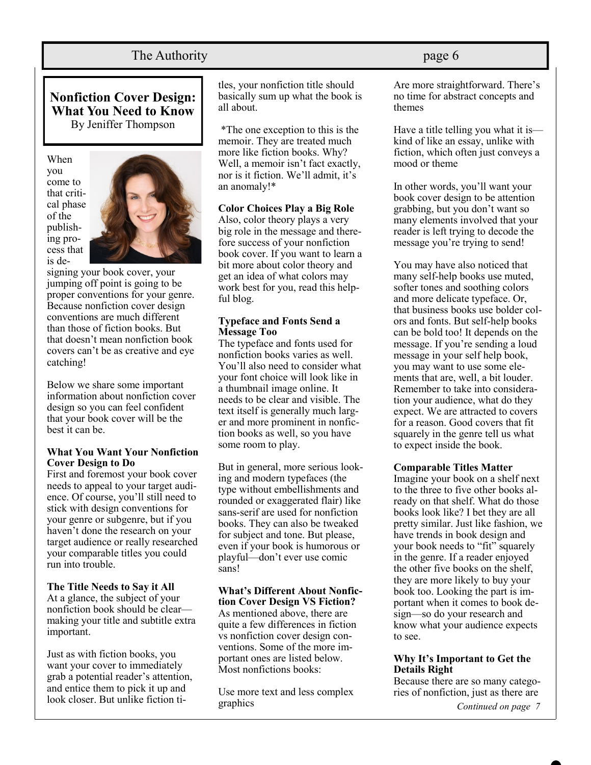# Nonfiction Cover Design: What You Need to Know

By Jeniffer Thompson

When you come to that critical phase of the publishing process that is designing your book cover, your jumping off point is going to be proper conventions for your genre. Because nonfiction cover design conventions are much different than those of fiction books. But that doesn't mean nonfiction book covers can't be as creative and eye catching!

Below we share some important information about nonfiction cover design so you can feel confident that your book cover will be the best it can be.

**What You Want Your Nonfiction Cover Design to Do**

First and foremost your book cover needs to appeal to your target audience. Of course, you'll still need to stick with design conventions for your genre or subgenre, but if you haven't done the research on your target audience or really researched your comparable titles you could run into trouble.

**The Title Needs to Say it All**

At a glance, the subject of your nonfiction book should be clear—making your title and subtitle extra important.

Just as with fiction books, you want your cover to immediately grab a potential reader's attention, and entice them to pick it up and look closer. But unlike fiction titles, your nonfiction title should basically sum up what the book is all about.

*The one exception to this is the memoir. They are treated much more like fiction books. Why? Well, a memoir isn't fact exactly, nor is it fiction. We'll admit, it's an anomaly!*

**Color Choices Play a Big Role**

Also, color theory plays a very big role in the message and therefore success of your nonfiction book cover. If you want to learn a bit more about color theory and get an idea of what colors may work best for you, read this helpful blog.

**Typeface and Fonts Send a Message Too**

The typeface and fonts used for nonfiction books varies as well. You'll also need to consider what your font choice will look like in a thumbnail image online. It needs to be clear and visible. The text itself is generally much larger and more prominent in nonfiction books as well, so you have some room to play.

But in general, more serious looking and modern typefaces (the type without embellishments and rounded or exaggerated flair) like sans-serif are used for nonfiction books. They can also be tweaked for subject and tone. But please, even if your book is humorous or playful—don't ever use comic sans!

**What's Different About Nonfiction Cover Design VS Fiction?**

As mentioned above, there are quite a few differences in fiction vs nonfiction cover design conventions. Some of the more important ones are listed below. Most nonfictions books:

Use more text and less complex graphics

Are more straightforward. There's no time for abstract concepts and themes

Have a title telling you what it is—kind of like an essay, unlike with fiction, which often just conveys a mood or theme

In other words, you'll want your book cover design to be attention grabbing, but you don't want so many elements involved that your reader is left trying to decode the message you're trying to send!

You may have also noticed that many self-help books use muted, softer tones and soothing colors and more delicate typeface. Or, that business books use bolder colors and fonts. But self-help books can be bold too! It depends on the message. If you're sending a loud message in your self help book, you may want to use some elements that are, well, a bit louder. Remember to take into consideration your audience, what do they expect. We are attracted to covers for a reason. Good covers that fit squarely in the genre tell us what to expect inside the book.

**Comparable Titles Matter**

Imagine your book on a shelf next to the three to five other books already on that shelf. What do those books look like? I bet they are all pretty similar. Just like fashion, we have trends in book design and your book needs to "fit" squarely in the genre. If a reader enjoyed the other five books on the shelf, they are more likely to buy your book too. Looking the part is important when it comes to book design—so do your research and know what your audience expects to see.

**Why It's Important to Get the Details Right**

Because there are so many categories of nonfiction, just as there are

*Continued on page 7*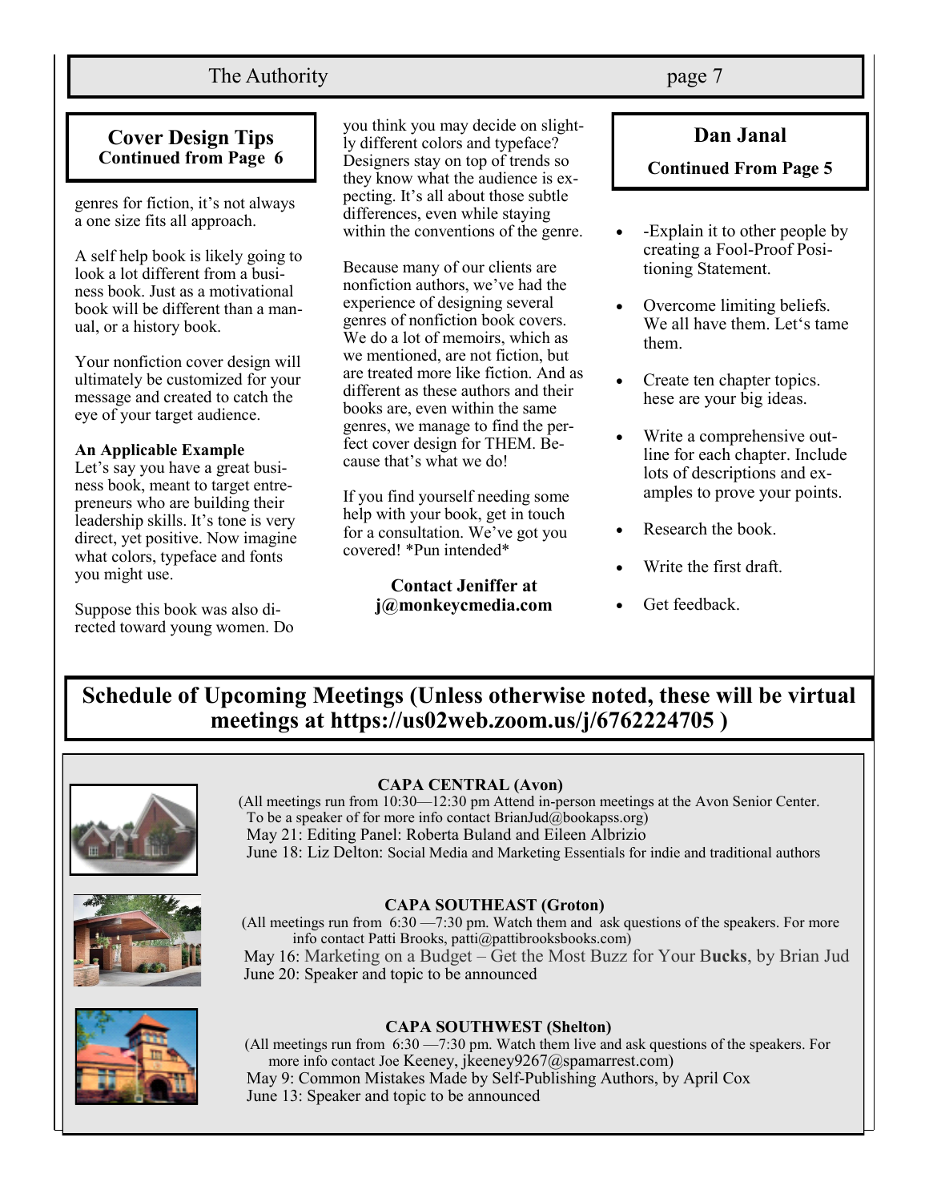## Cover Design Tips
**Continued from Page 6**

genres for fiction, it's not always a one size fits all approach.

A self help book is likely going to look a lot different from a business book. Just as a motivational book will be different than a manual, or a history book.

Your nonfiction cover design will ultimately be customized for your message and created to catch the eye of your target audience.

**An Applicable Example**
Let's say you have a great business book, meant to target entrepreneurs who are building their leadership skills. It's tone is very direct, yet positive. Now imagine what colors, typeface and fonts you might use.

Suppose this book was also directed toward young women. Do you think you may decide on slightly different colors and typeface? Designers stay on top of trends so they know what the audience is expecting. It's all about those subtle differences, even while staying within the conventions of the genre.

Because many of our clients are nonfiction authors, we've had the experience of designing several genres of nonfiction book covers. We do a lot of memoirs, which as we mentioned, are not fiction, but are treated more like fiction. And as different as these authors and their books are, even within the same genres, we manage to find the perfect cover design for THEM. Because that's what we do!

If you find yourself needing some help with your book, get in touch for a consultation. We've got you covered! *Pun intended*

**Contact Jeniffer at j@monkeycmedia.com**

## Dan Janal
**Continued From Page 5**

- -Explain it to other people by creating a Fool-Proof Positioning Statement.
- Overcome limiting beliefs. We all have them. Let's tame them.
- Create ten chapter topics. hese are your big ideas.
- Write a comprehensive outline for each chapter. Include lots of descriptions and examples to prove your points.
- Research the book.
- Write the first draft.
- Get feedback.

## Schedule of Upcoming Meetings (Unless otherwise noted, these will be virtual meetings at https://us02web.zoom.us/j/6762224705 )

**CAPA CENTRAL (Avon)**
(All meetings run from 10:30—12:30 pm Attend in-person meetings at the Avon Senior Center. To be a speaker of for more info contact BrianJud@bookapss.org)
May 21: Editing Panel: Roberta Buland and Eileen Albrizio
June 18: Liz Delton: Social Media and Marketing Essentials for indie and traditional authors

**CAPA SOUTHEAST (Groton)**
(All meetings run from 6:30 —7:30 pm. Watch them and ask questions of the speakers. For more info contact Patti Brooks, patti@pattibrooksbooks.com)
May 16: Marketing on a Budget – Get the Most Buzz for Your B**ucks**, by Brian Jud
June 20: Speaker and topic to be announced

**CAPA SOUTHWEST (Shelton)**
(All meetings run from 6:30 —7:30 pm. Watch them live and ask questions of the speakers. For more info contact Joe Keeney, jkeeney9267@spamarrest.com)
May 9: Common Mistakes Made by Self-Publishing Authors, by April Cox
June 13: Speaker and topic to be announced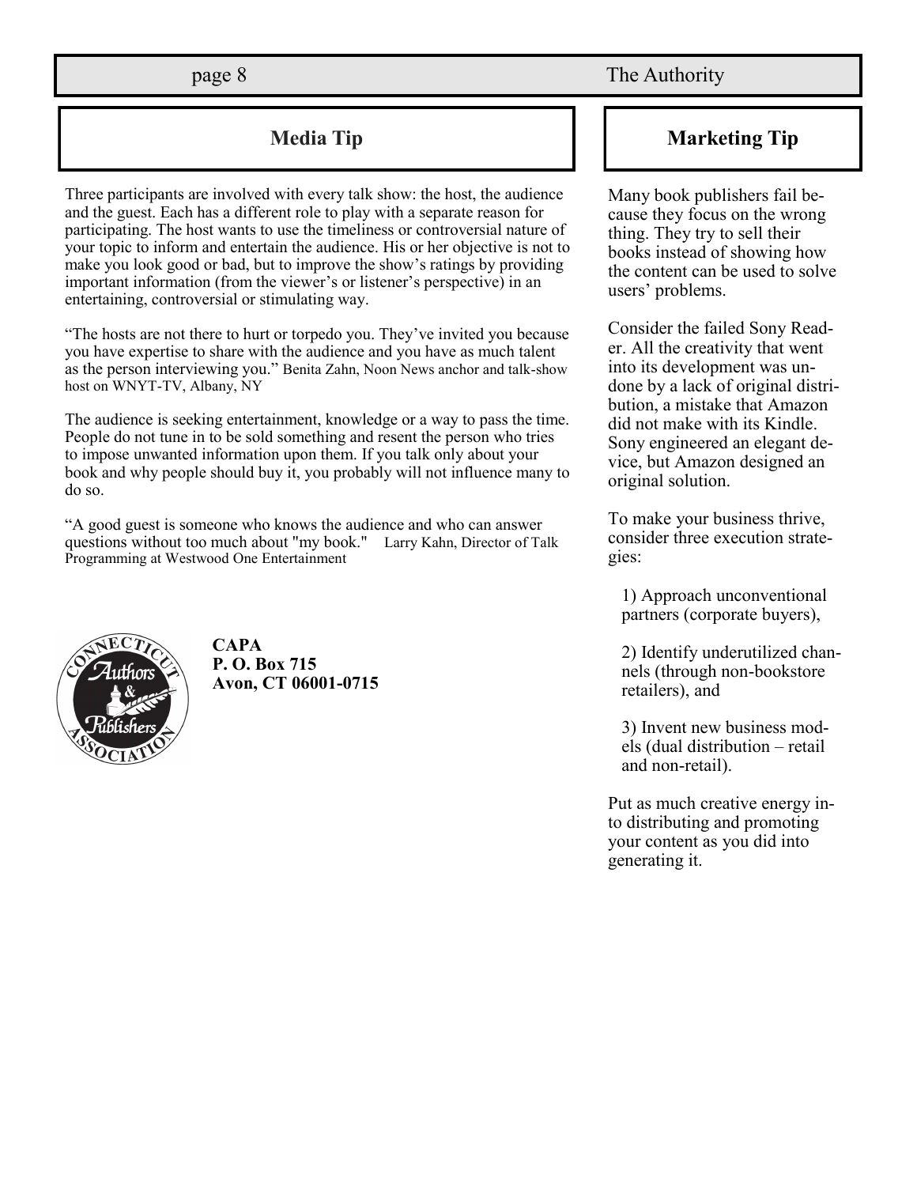## Media Tip

Three participants are involved with every talk show: the host, the audience and the guest. Each has a different role to play with a separate reason for participating. The host wants to use the timeliness or controversial nature of your topic to inform and entertain the audience. His or her objective is not to make you look good or bad, but to improve the show's ratings by providing important information (from the viewer's or listener's perspective) in an entertaining, controversial or stimulating way.

"The hosts are not there to hurt or torpedo you. They've invited you because you have expertise to share with the audience and you have as much talent as the person interviewing you." Benita Zahn, Noon News anchor and talk-show host on WNYT-TV, Albany, NY

The audience is seeking entertainment, knowledge or a way to pass the time. People do not tune in to be sold something and resent the person who tries to impose unwanted information upon them. If you talk only about your book and why people should buy it, you probably will not influence many to do so.

"A good guest is someone who knows the audience and who can answer questions without too much about "my book." Larry Kahn, Director of Talk Programming at Westwood One Entertainment

**CAPA**
**P. O. Box 715**
**Avon, CT 06001-0715**

## Marketing Tip

Many book publishers fail because they focus on the wrong thing. They try to sell their books instead of showing how the content can be used to solve users' problems.

Consider the failed Sony Reader. All the creativity that went into its development was undone by a lack of original distribution, a mistake that Amazon did not make with its Kindle. Sony engineered an elegant device, but Amazon designed an original solution.

To make your business thrive, consider three execution strategies:

1) Approach unconventional partners (corporate buyers),

2) Identify underutilized channels (through non-bookstore retailers), and

3) Invent new business models (dual distribution – retail and non-retail).

Put as much creative energy into distributing and promoting your content as you did into generating it.